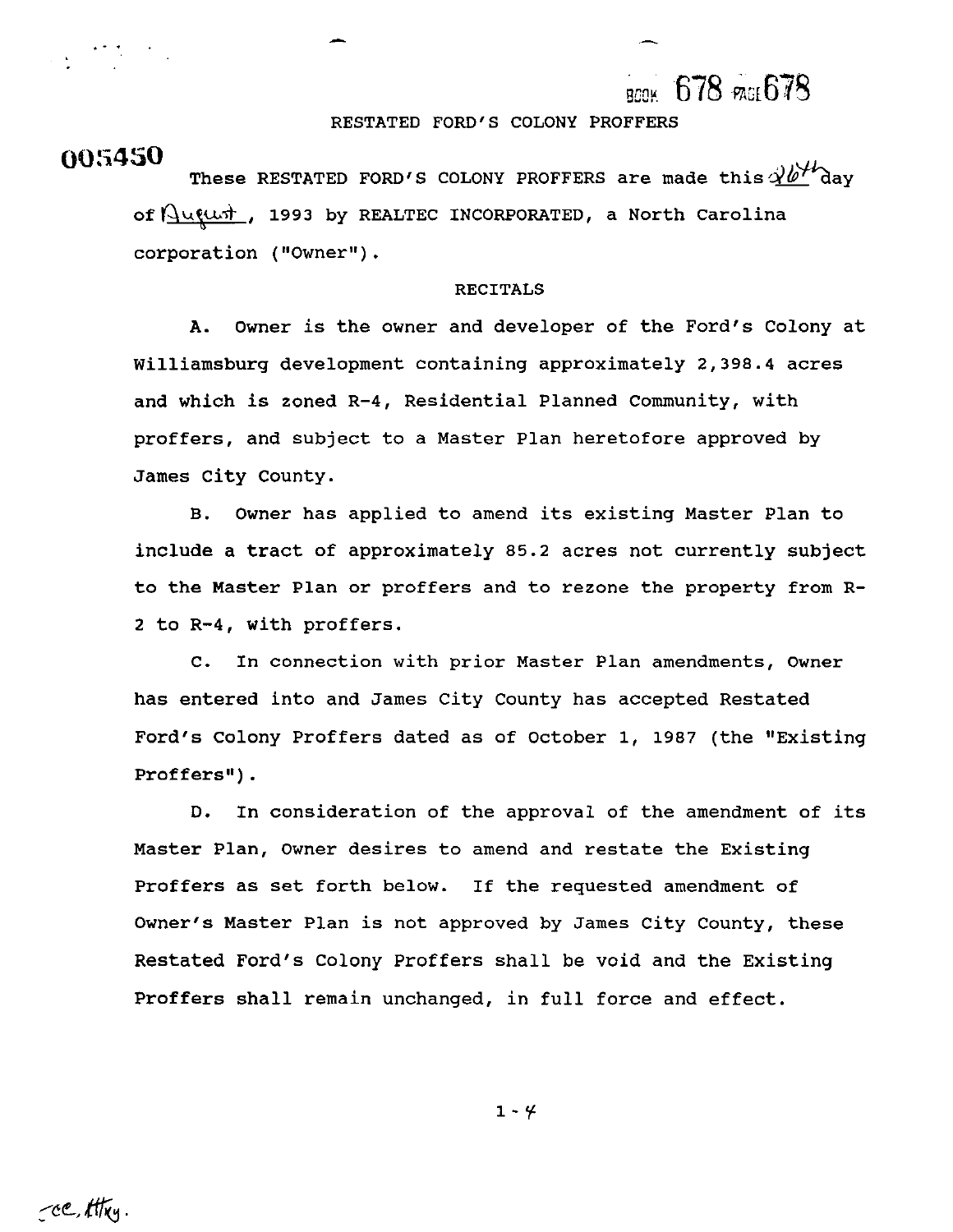BOOK 678 PAGE 678

# RESTATED FORD'S COLONY PROFFERS

005450

These RESTATED FORD'S COLONY PROFFERS are made this 26th day of August, 1993 by REALTEC INCORPORATED, a North Carolina corporation ("Owner").

## RECITALS

A. Owner is the owner and developer of the Ford's Colony at Williamsburg development containing approximately 2,398.4 acres and which is zoned R-4, Residential Planned Community, with proffers, and subject to a Master Plan heretofore approved by James City County.

B. Owner has applied to amend its existing Master Plan to include a tract of approximately 85.2 acres not currently subject to the Master Plan or proffers and to rezone the property from R-2 to R-4, with proffers.

C. In connection with prior Master Plan amendments, Owner has entered into and James City County has accepted Restated Ford's Colony Proffers dated as of October 1, 1987 (the "Existing Proffers").

D. In consideration of the approval of the amendment of its Master Plan, Owner desires to amend and restate the Existing Proffers as set forth below. If the requested amendment of Owner's Master Plan is not approved by James City County, these Restated Ford's Colony Proffers shall be void and the Existing Proffers shall remain unchanged, in full force and effect.

cc. Atty.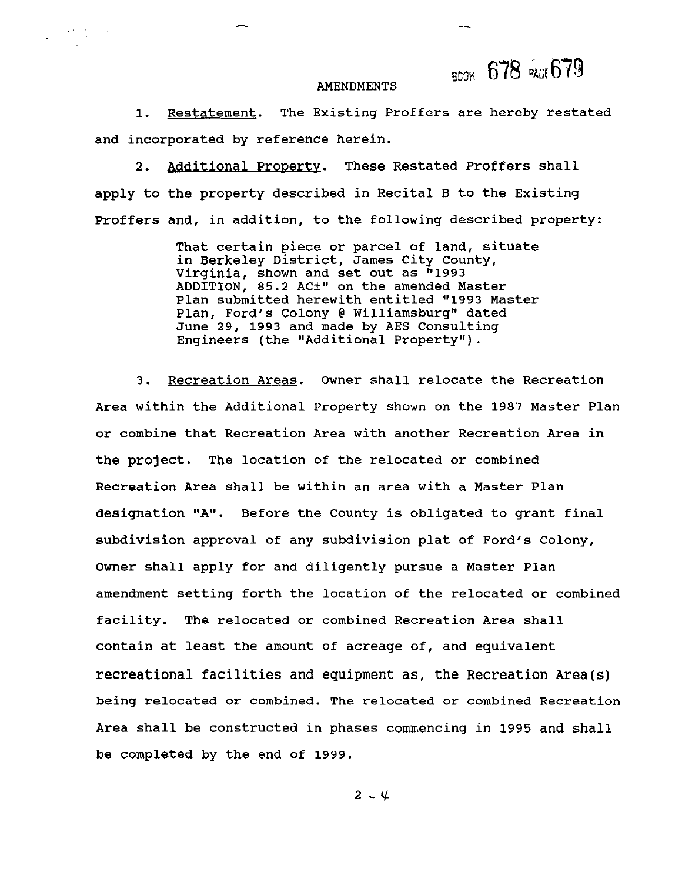## AMENDMENTS

1. Restatement. The Existing Proffers are hereby restated and incorporated by reference herein.

2. Additional Property. These Restated Proffers shall apply to the property described in Recital B to the Existing Proffers and, in addition, to the following described property:

> That certain piece or parcel of land, situate in Berkeley District, James City County, Virginia, shown and set out as "1993 ADDITION, 85.2 AC±" on the amended Master Plan submitted herewith entitled "1993 Master Plan, Ford's Colony @ Williamsburg" dated June 29, 1993 and made by AES Consulting Engineers (the "Additional Property").

3. Recreation Areas. Owner shall relocate the Recreation Area within the Additional Property shown on the 1987 Master Plan or combine that Recreation Area with another Recreation Area in the project. The location of the relocated or combined Recreation Area shall be within an area with a Master Plan designation "A". Before the County is obligated to grant final subdivision approval of any subdivision plat of Ford's Colony, Owner shall apply for and diligently pursue a Master Plan amendment setting forth the location of the relocated or combined facility. The relocated or combined Recreation Area shall contain at least the amount of acreage of, and equivalent recreational facilities and equipment as, the Recreation Area(s) being relocated or combined. The relocated or combined Recreation Area shall be constructed in phases commencing in 1995 and shall be completed by the end of 1999.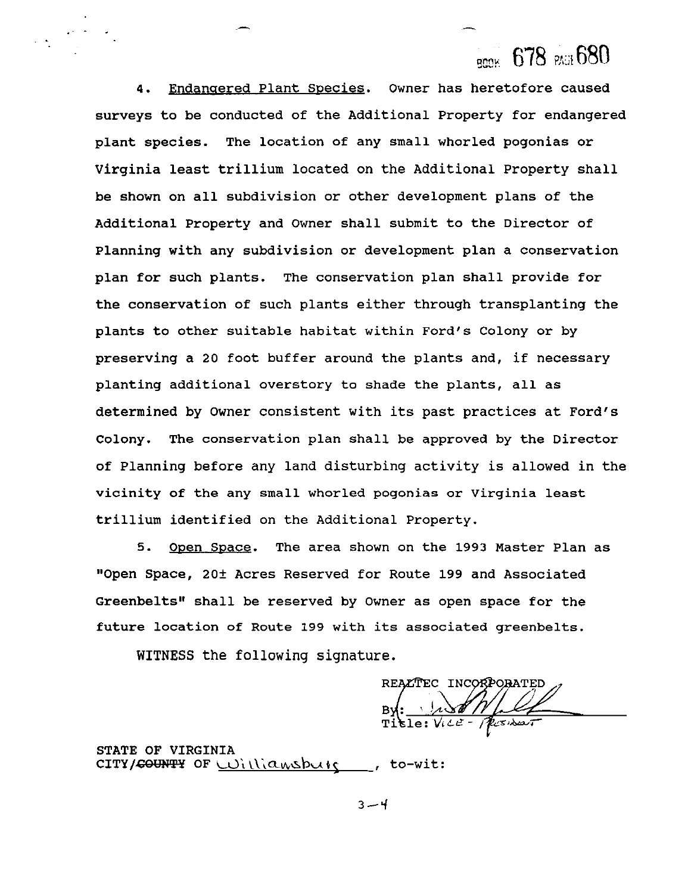BOOK 678 PAGE 680

4. Endangered Plant Species. Owner has heretofore caused surveys to be conducted of the Additional Property for endangered plant species. The location of any small whorled pogonias or Virginia least trillium located on the Additional Property shall be shown on all subdivision or other development plans of the Additional Property and Owner shall submit to the Director of Planning with any subdivision or development plan a conservation plan for such plants. The conservation plan shall provide for the conservation of such plants either through transplanting the plants to other suitable habitat within Ford's Colony or by preserving a 20 foot buffer around the plants and, if necessary planting additional overstory to shade the plants, all as determined by Owner consistent with its past practices at Ford's Colony. The conservation plan shall be approved by the Director of Planning before any land disturbing activity is allowed in the vicinity of the any small whorled pogonias or Virginia least trillium identified on the Additional Property.

5. Open Space. The area shown on the 1993 Master Plan as "Open Space, 20± Acres Reserved for Route 199 and Associated Greenbelts" shall be reserved by Owner as open space for the future location of Route 199 with its associated greenbelts.

WITNESS the following signature.

REALTEC INCORPORATED

By: [signature]

Title: Vice - President

STATE OF VIRGINIA

CITY/~~COUNTY~~ OF Williamsburg, to-wit:

3—4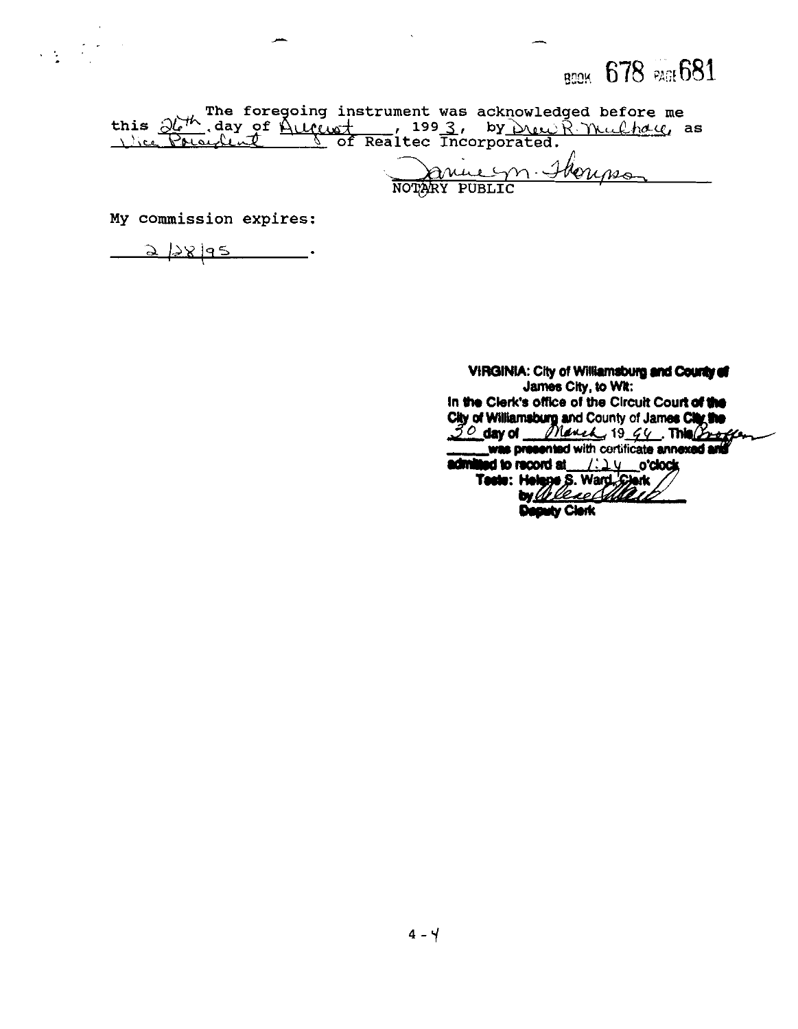BOOK 678 PAGE 681

The foregoing instrument was acknowledged before me this 26th day of August, 1993, by Drew R. Mulhare, as Vice President of Realtec Incorporated.

Janice M. Thompson
NOTARY PUBLIC

My commission expires:

2/28/95.

VIRGINIA: City of Williamsburg and County of James City, to Wit:
In the Clerk's office of the Circuit Court of the City of Williamsburg and County of James City the 30 day of March, 19 94. This Deed was presented with certificate annexed and admitted to record at 1:24 o'clock
Teste: Helene S. Ward, Clerk
by [signature]
Deputy Clerk

4-4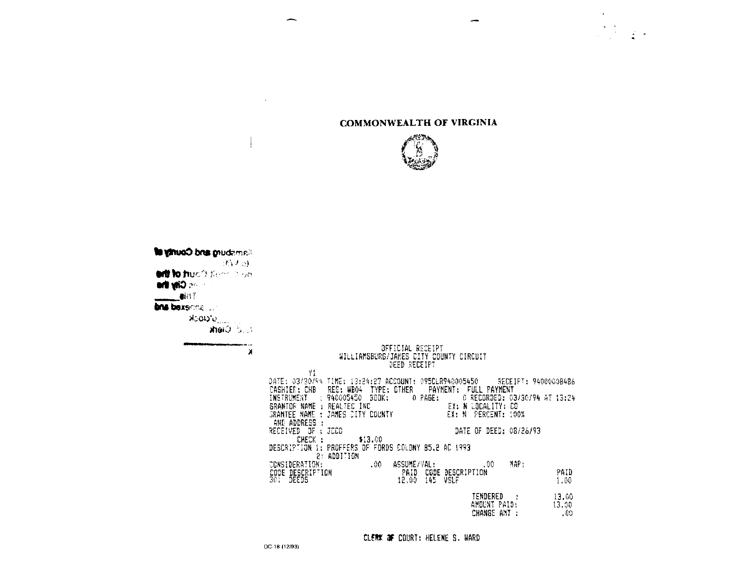# COMMONWEALTH OF VIRGINIA

OFFICIAL RECEIPT
WILLIAMSBURG/JAMES CITY COUNTY CIRCUIT
DEED RECEIPT

```
        Y1
DATE: 03/30/94 TIME: 13:24:27 ACCOUNT: 095CLR940005450     RECEIPT: 94000008486
CASHIER: CHB   REG: WB04  TYPE: OTHER    PAYMENT:  FULL PAYMENT
INSTRUMENT   : 940005450  BOOK:       0 PAGE:      0 RECORDED: 03/30/94 AT 13:24
GRANTOR NAME : REALTEC INC                       EX: N LOCALITY: CO
GRANTEE NAME : JAMES CITY COUNTY                 EX: N  PERCENT: 100%
 AND ADDRESS :
RECEIVED  OF : JCCO                                DATE OF DEED: 08/26/93
      CHECK  :        $13.00
DESCRIPTION 1: PROFFERS OF FORDS COLONY 85.2 AC 1993
            2: ADDITION
CONSIDERATION:           .00  ASSUME/VAL:           .00     MAP:
CODE DESCRIPTION              PAID  CODE DESCRIPTION                    PAID
301  DEEDS                   12.00  145  VSLF                           1.00

                                              TENDERED    :            13.00
                                              AMOUNT PAID:             13.00
                                              CHANGE AMT :               .00
```

CLERK OF COURT: HELENE S. WARD

DC-18 (12/93)